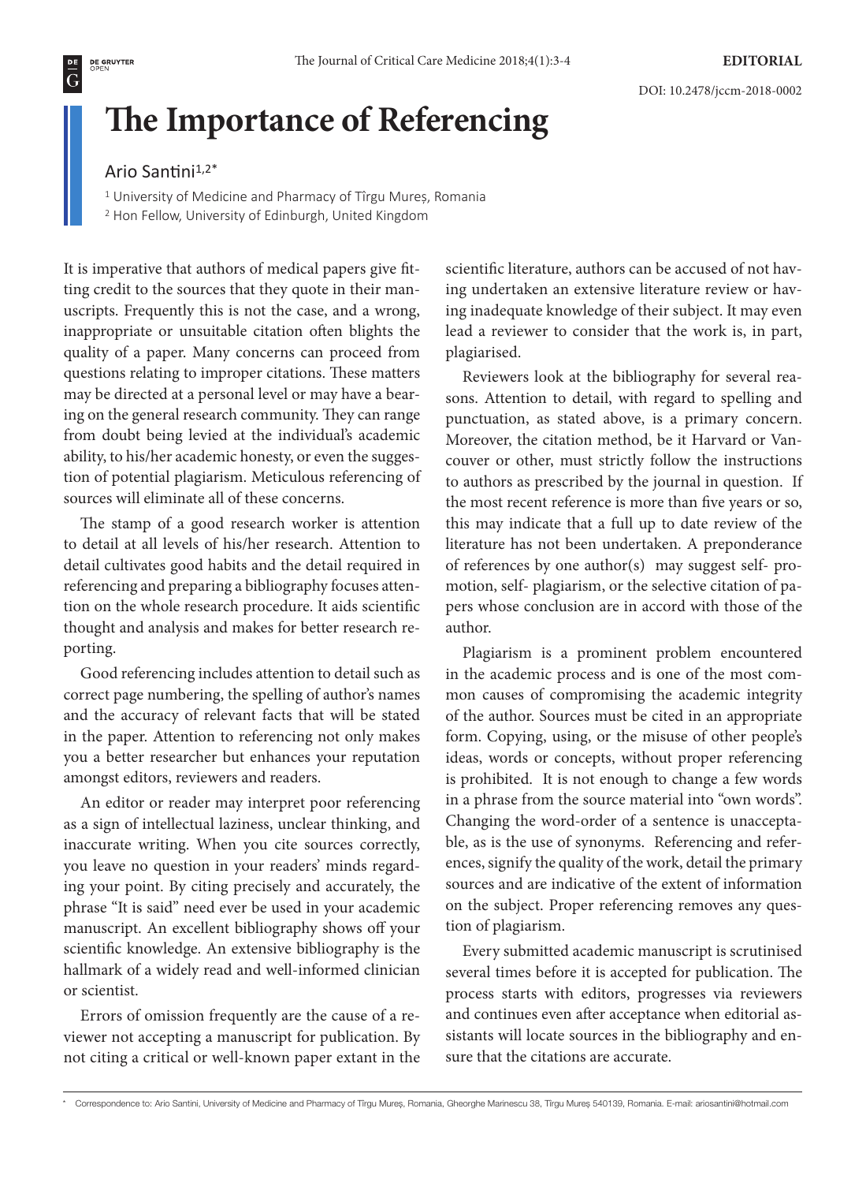DOI: 10.2478/jccm-2018-0002

# The Importance of Referencing

Ario Santini[1,2*]

[1] University of Medicine and Pharmacy of Tîrgu Mureş, Romania
[2] Hon Fellow, University of Edinburgh, United Kingdom

It is imperative that authors of medical papers give fitting credit to the sources that they quote in their manuscripts. Frequently this is not the case, and a wrong, inappropriate or unsuitable citation often blights the quality of a paper. Many concerns can proceed from questions relating to improper citations. These matters may be directed at a personal level or may have a bearing on the general research community. They can range from doubt being levied at the individual's academic ability, to his/her academic honesty, or even the suggestion of potential plagiarism. Meticulous referencing of sources will eliminate all of these concerns.

The stamp of a good research worker is attention to detail at all levels of his/her research. Attention to detail cultivates good habits and the detail required in referencing and preparing a bibliography focuses attention on the whole research procedure. It aids scientific thought and analysis and makes for better research reporting.

Good referencing includes attention to detail such as correct page numbering, the spelling of author's names and the accuracy of relevant facts that will be stated in the paper. Attention to referencing not only makes you a better researcher but enhances your reputation amongst editors, reviewers and readers.

An editor or reader may interpret poor referencing as a sign of intellectual laziness, unclear thinking, and inaccurate writing. When you cite sources correctly, you leave no question in your readers' minds regarding your point. By citing precisely and accurately, the phrase "It is said" need ever be used in your academic manuscript. An excellent bibliography shows off your scientific knowledge. An extensive bibliography is the hallmark of a widely read and well-informed clinician or scientist.

Errors of omission frequently are the cause of a reviewer not accepting a manuscript for publication. By not citing a critical or well-known paper extant in the scientific literature, authors can be accused of not having undertaken an extensive literature review or having inadequate knowledge of their subject. It may even lead a reviewer to consider that the work is, in part, plagiarised.

Reviewers look at the bibliography for several reasons. Attention to detail, with regard to spelling and punctuation, as stated above, is a primary concern. Moreover, the citation method, be it Harvard or Vancouver or other, must strictly follow the instructions to authors as prescribed by the journal in question. If the most recent reference is more than five years or so, this may indicate that a full up to date review of the literature has not been undertaken. A preponderance of references by one author(s) may suggest self- promotion, self- plagiarism, or the selective citation of papers whose conclusion are in accord with those of the author.

Plagiarism is a prominent problem encountered in the academic process and is one of the most common causes of compromising the academic integrity of the author. Sources must be cited in an appropriate form. Copying, using, or the misuse of other people's ideas, words or concepts, without proper referencing is prohibited. It is not enough to change a few words in a phrase from the source material into "own words". Changing the word-order of a sentence is unacceptable, as is the use of synonyms. Referencing and references, signify the quality of the work, detail the primary sources and are indicative of the extent of information on the subject. Proper referencing removes any question of plagiarism.

Every submitted academic manuscript is scrutinised several times before it is accepted for publication. The process starts with editors, progresses via reviewers and continues even after acceptance when editorial assistants will locate sources in the bibliography and ensure that the citations are accurate.

* Correspondence to: Ario Santini, University of Medicine and Pharmacy of Tîrgu Mureş, Romania, Gheorghe Marinescu 38, Tîrgu Mureş 540139, Romania. E-mail: ariosantini@hotmail.com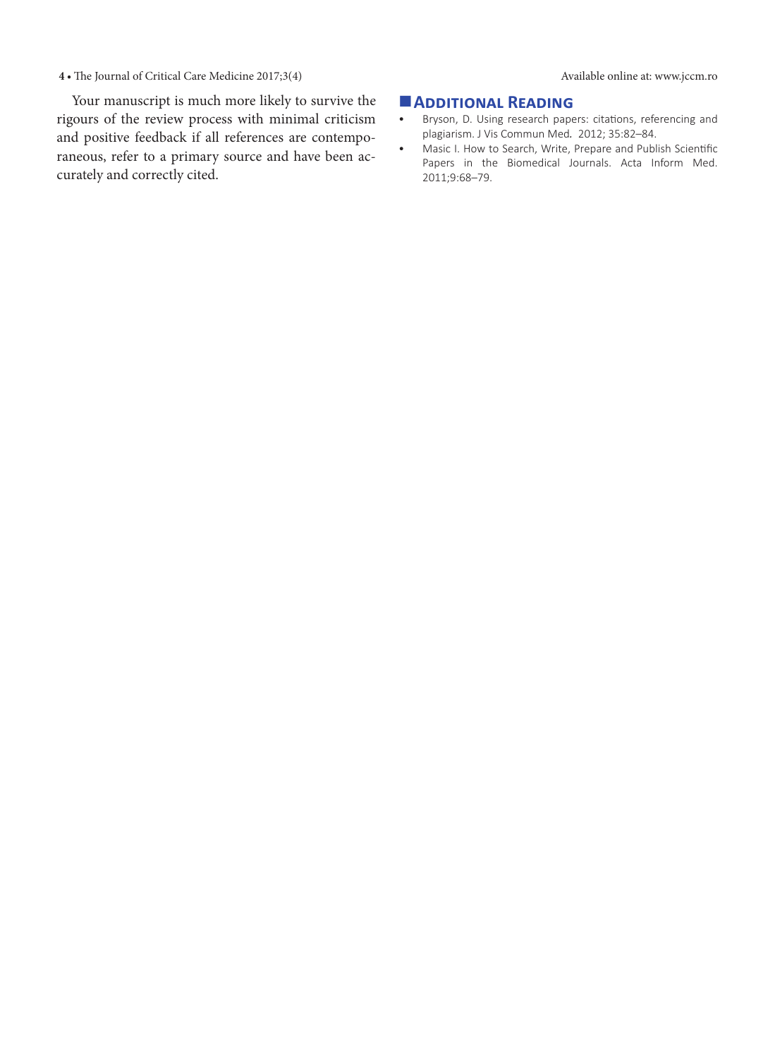Your manuscript is much more likely to survive the rigours of the review process with minimal criticism and positive feedback if all references are contemporaneous, refer to a primary source and have been accurately and correctly cited.

## Additional Reading

- Bryson, D. Using research papers: citations, referencing and plagiarism. J Vis Commun Med. 2012; 35:82–84.
- Masic I. How to Search, Write, Prepare and Publish Scientific Papers in the Biomedical Journals. Acta Inform Med. 2011;9:68–79.